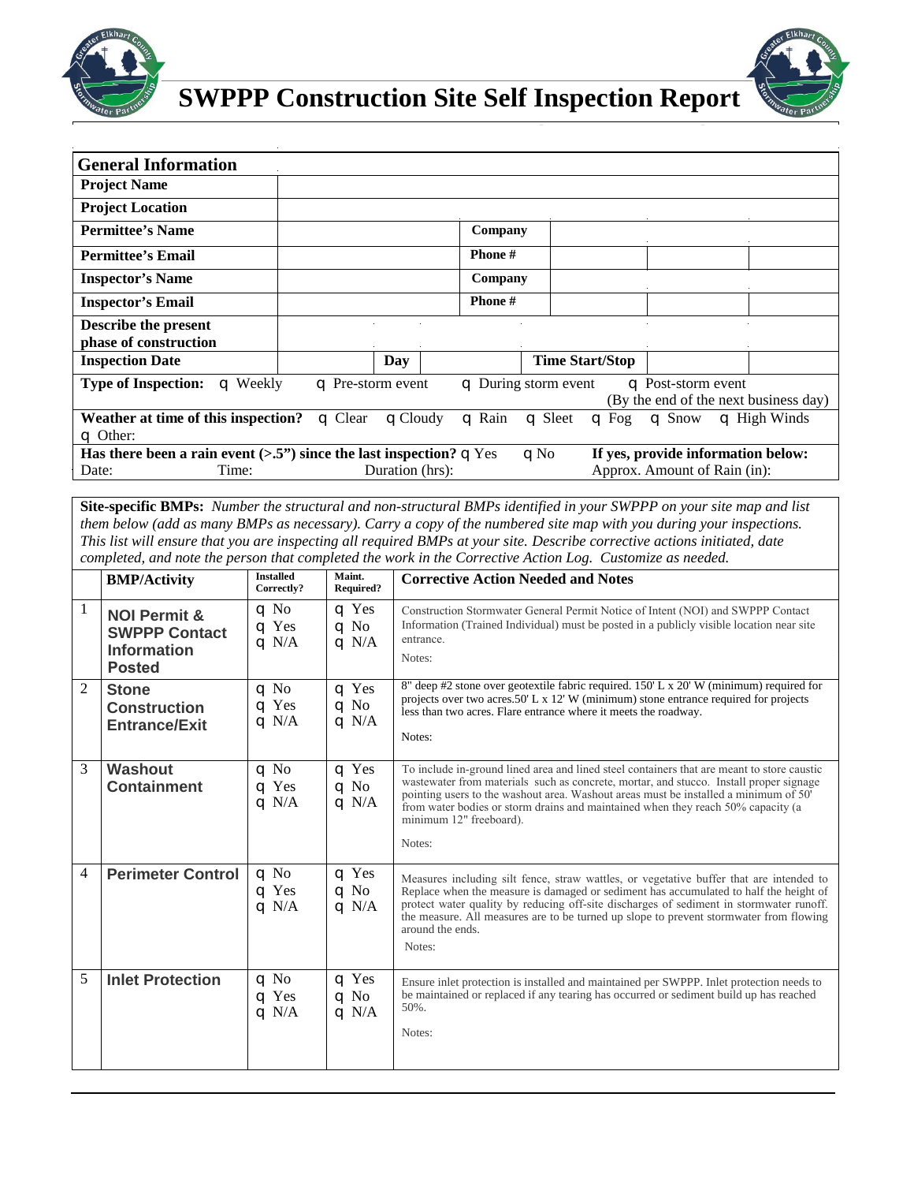# SWPPP Construction Site Self Inspection Report

| General Information | | | | | |
|---|---|---|---|---|---|
| **Project Name** | | | | | |
| **Project Location** | | | | | |
| **Permittee's Name** | | **Company** | | | |
| **Permittee's Email** | | **Phone #** | | | |
| **Inspector's Name** | | **Company** | | | |
| **Inspector's Email** | | **Phone #** | | | |
| **Describe the present phase of construction** | | | | | |
| **Inspection Date** | | **Day** | | **Time Start/Stop** | |

**Type of Inspection:** q Weekly q Pre-storm event q During storm event q Post-storm event (By the end of the next business day)

**Weather at time of this inspection?** q Clear q Cloudy q Rain q Sleet q Fog q Snow q High Winds q Other:

**Has there been a rain event (>.5") since the last inspection?** q Yes q No **If yes, provide information below:**
Date: Time: Duration (hrs): Approx. Amount of Rain (in):

**Site-specific BMPs:** *Number the structural and non-structural BMPs identified in your SWPPP on your site map and list them below (add as many BMPs as necessary). Carry a copy of the numbered site map with you during your inspections. This list will ensure that you are inspecting all required BMPs at your site. Describe corrective actions initiated, date completed, and note the person that completed the work in the Corrective Action Log. Customize as needed.*

| | BMP/Activity | Installed Correctly? | Maint. Required? | Corrective Action Needed and Notes |
|---|---|---|---|---|
| 1 | **NOI Permit & SWPPP Contact Information Posted** | q No<br>q Yes<br>q N/A | q Yes<br>q No<br>q N/A | Construction Stormwater General Permit Notice of Intent (NOI) and SWPPP Contact Information (Trained Individual) must be posted in a publicly visible location near site entrance.<br>Notes: |
| 2 | **Stone Construction Entrance/Exit** | q No<br>q Yes<br>q N/A | q Yes<br>q No<br>q N/A | 8" deep #2 stone over geotextile fabric required. 150' L x 20' W (minimum) required for projects over two acres.50' L x 12' W (minimum) stone entrance required for projects less than two acres. Flare entrance where it meets the roadway.<br>Notes: |
| 3 | **Washout Containment** | q No<br>q Yes<br>q N/A | q Yes<br>q No<br>q N/A | To include in-ground lined area and lined steel containers that are meant to store caustic wastewater from materials such as concrete, mortar, and stucco. Install proper signage pointing users to the washout area. Washout areas must be installed a minimum of 50' from water bodies or storm drains and maintained when they reach 50% capacity (a minimum 12" freeboard).<br>Notes: |
| 4 | **Perimeter Control** | q No<br>q Yes<br>q N/A | q Yes<br>q No<br>q N/A | Measures including silt fence, straw wattles, or vegetative buffer that are intended to protect water quality by reducing off-site discharges of sediment in stormwater runoff. Replace when the measure is damaged or sediment has accumulated to half the height of the measure. All measures are to be turned up slope to prevent stormwater from flowing around the ends.<br>Notes: |
| 5 | **Inlet Protection** | q No<br>q Yes<br>q N/A | q Yes<br>q No<br>q N/A | Ensure inlet protection is installed and maintained per SWPPP. Inlet protection needs to be maintained or replaced if any tearing has occurred or sediment build up has reached 50%.<br>Notes: |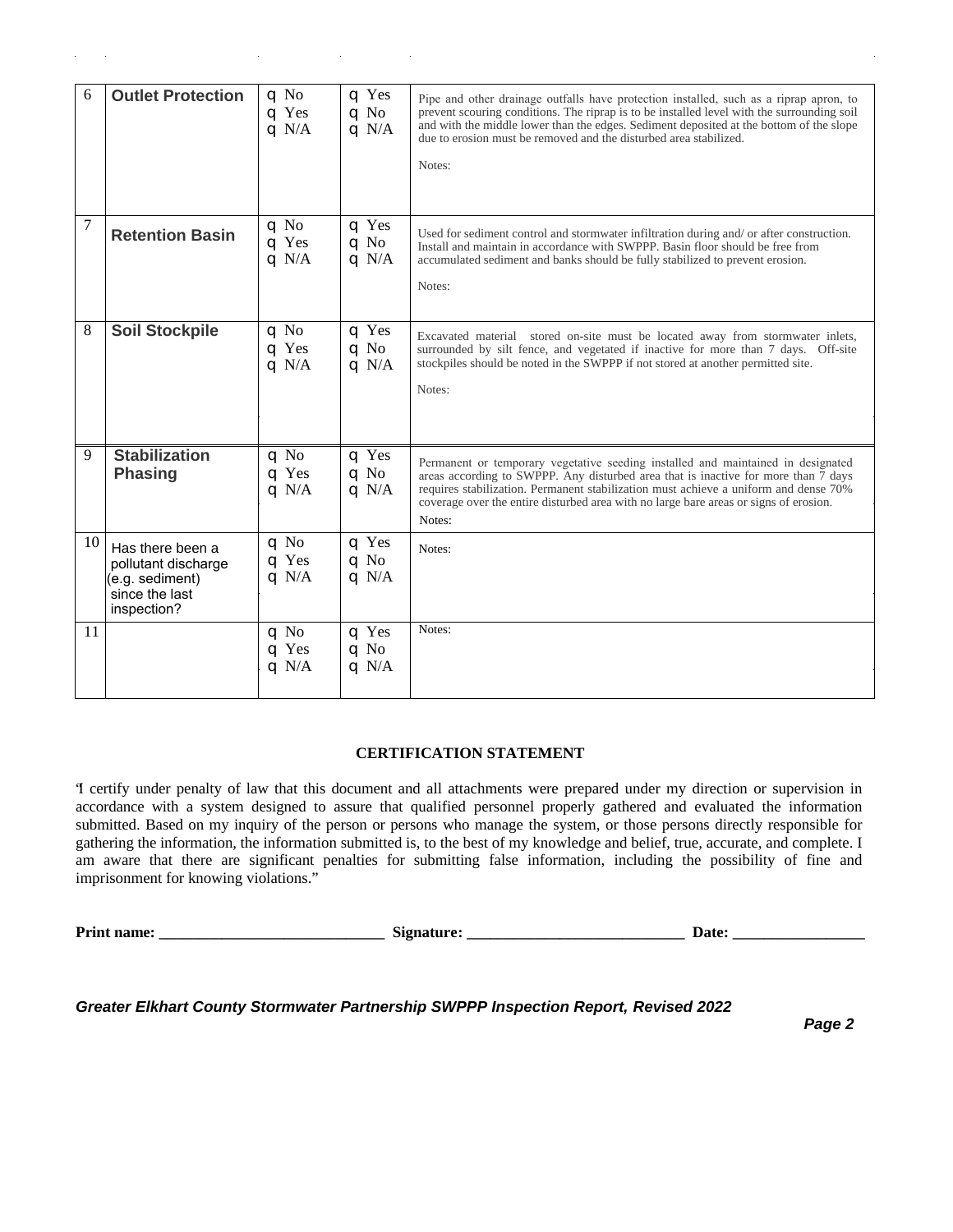| | | | | |
|---|---|---|---|---|
| 6 | **Outlet Protection** | q No<br>q Yes<br>q N/A | q Yes<br>q No<br>q N/A | Pipe and other drainage outfalls have protection installed, such as a riprap apron, to prevent scouring conditions. The riprap is to be installed level with the surrounding soil and with the middle lower than the edges. Sediment deposited at the bottom of the slope due to erosion must be removed and the disturbed area stabilized.<br><br>Notes: |
| 7 | **Retention Basin** | q No<br>q Yes<br>q N/A | q Yes<br>q No<br>q N/A | Used for sediment control and stormwater infiltration during and/ or after construction. Install and maintain in accordance with SWPPP. Basin floor should be free from accumulated sediment and banks should be fully stabilized to prevent erosion.<br><br>Notes: |
| 8 | **Soil Stockpile** | q No<br>q Yes<br>q N/A | q Yes<br>q No<br>q N/A | Excavated material stored on-site must be located away from stormwater inlets, surrounded by silt fence, and vegetated if inactive for more than 7 days. Off-site stockpiles should be noted in the SWPPP if not stored at another permitted site.<br><br>Notes: |
| 9 | **Stabilization Phasing** | q No<br>q Yes<br>q N/A | q Yes<br>q No<br>q N/A | Permanent or temporary vegetative seeding installed and maintained in designated areas according to SWPPP. Any disturbed area that is inactive for more than 7 days requires stabilization. Permanent stabilization must achieve a uniform and dense 70% coverage over the entire disturbed area with no large bare areas or signs of erosion.<br><br>Notes: |
| 10 | Has there been a pollutant discharge (e.g. sediment) since the last inspection? | q No<br>q Yes<br>q N/A | q Yes<br>q No<br>q N/A | Notes: |
| 11 | | q No<br>q Yes<br>q N/A | q Yes<br>q No<br>q N/A | Notes: |

**CERTIFICATION STATEMENT**

"I certify under penalty of law that this document and all attachments were prepared under my direction or supervision in accordance with a system designed to assure that qualified personnel properly gathered and evaluated the information submitted. Based on my inquiry of the person or persons who manage the system, or those persons directly responsible for gathering the information, the information submitted is, to the best of my knowledge and belief, true, accurate, and complete. I am aware that there are significant penalties for submitting false information, including the possibility of fine and imprisonment for knowing violations."

**Print name:** ____________________________ **Signature:** ____________________________ **Date:** _________________

***Greater Elkhart County Stormwater Partnership SWPPP Inspection Report, Revised 2022***